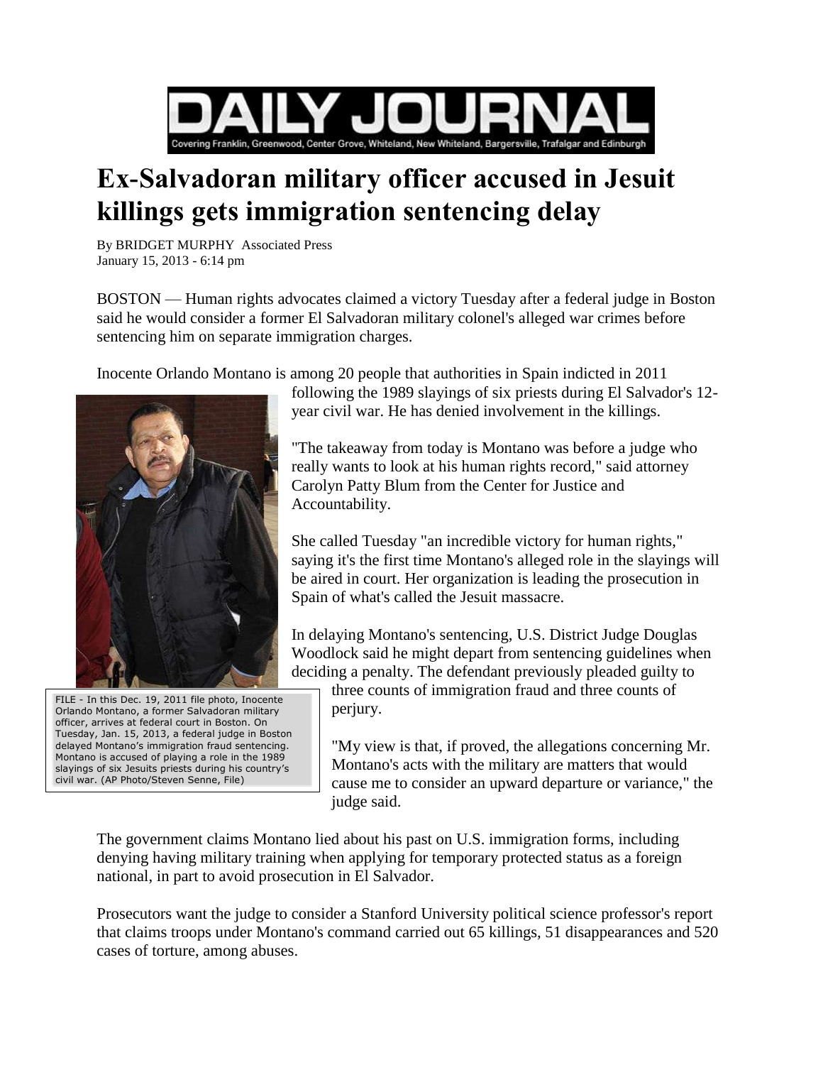# DAILY JOURNAL

Covering Franklin, Greenwood, Center Grove, Whiteland, New Whiteland, Bargersville, Trafalgar and Edinburgh

# Ex-Salvadoran military officer accused in Jesuit killings gets immigration sentencing delay

By BRIDGET MURPHY Associated Press
January 15, 2013 - 6:14 pm

BOSTON — Human rights advocates claimed a victory Tuesday after a federal judge in Boston said he would consider a former El Salvadoran military colonel's alleged war crimes before sentencing him on separate immigration charges.

Inocente Orlando Montano is among 20 people that authorities in Spain indicted in 2011 following the 1989 slayings of six priests during El Salvador's 12-year civil war. He has denied involvement in the killings.

FILE - In this Dec. 19, 2011 file photo, Inocente Orlando Montano, a former Salvadoran military officer, arrives at federal court in Boston. On Tuesday, Jan. 15, 2013, a federal judge in Boston delayed Montano's immigration fraud sentencing. Montano is accused of playing a role in the 1989 slayings of six Jesuits priests during his country's civil war. (AP Photo/Steven Senne, File)

"The takeaway from today is Montano was before a judge who really wants to look at his human rights record," said attorney Carolyn Patty Blum from the Center for Justice and Accountability.

She called Tuesday "an incredible victory for human rights," saying it's the first time Montano's alleged role in the slayings will be aired in court. Her organization is leading the prosecution in Spain of what's called the Jesuit massacre.

In delaying Montano's sentencing, U.S. District Judge Douglas Woodlock said he might depart from sentencing guidelines when deciding a penalty. The defendant previously pleaded guilty to three counts of immigration fraud and three counts of perjury.

"My view is that, if proved, the allegations concerning Mr. Montano's acts with the military are matters that would cause me to consider an upward departure or variance," the judge said.

The government claims Montano lied about his past on U.S. immigration forms, including denying having military training when applying for temporary protected status as a foreign national, in part to avoid prosecution in El Salvador.

Prosecutors want the judge to consider a Stanford University political science professor's report that claims troops under Montano's command carried out 65 killings, 51 disappearances and 520 cases of torture, among abuses.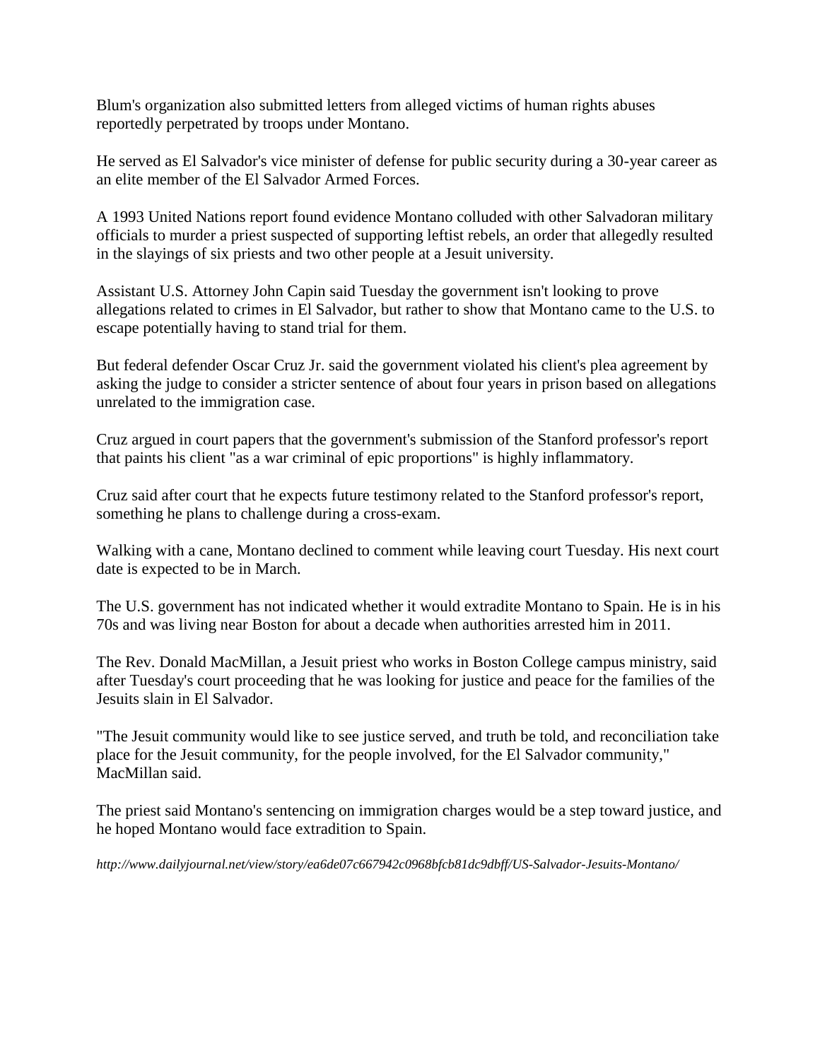Blum's organization also submitted letters from alleged victims of human rights abuses reportedly perpetrated by troops under Montano.

He served as El Salvador's vice minister of defense for public security during a 30-year career as an elite member of the El Salvador Armed Forces.

A 1993 United Nations report found evidence Montano colluded with other Salvadoran military officials to murder a priest suspected of supporting leftist rebels, an order that allegedly resulted in the slayings of six priests and two other people at a Jesuit university.

Assistant U.S. Attorney John Capin said Tuesday the government isn't looking to prove allegations related to crimes in El Salvador, but rather to show that Montano came to the U.S. to escape potentially having to stand trial for them.

But federal defender Oscar Cruz Jr. said the government violated his client's plea agreement by asking the judge to consider a stricter sentence of about four years in prison based on allegations unrelated to the immigration case.

Cruz argued in court papers that the government's submission of the Stanford professor's report that paints his client "as a war criminal of epic proportions" is highly inflammatory.

Cruz said after court that he expects future testimony related to the Stanford professor's report, something he plans to challenge during a cross-exam.

Walking with a cane, Montano declined to comment while leaving court Tuesday. His next court date is expected to be in March.

The U.S. government has not indicated whether it would extradite Montano to Spain. He is in his 70s and was living near Boston for about a decade when authorities arrested him in 2011.

The Rev. Donald MacMillan, a Jesuit priest who works in Boston College campus ministry, said after Tuesday's court proceeding that he was looking for justice and peace for the families of the Jesuits slain in El Salvador.

"The Jesuit community would like to see justice served, and truth be told, and reconciliation take place for the Jesuit community, for the people involved, for the El Salvador community," MacMillan said.

The priest said Montano's sentencing on immigration charges would be a step toward justice, and he hoped Montano would face extradition to Spain.

*http://www.dailyjournal.net/view/story/ea6de07c667942c0968bfcb81dc9dbff/US-Salvador-Jesuits-Montano/*